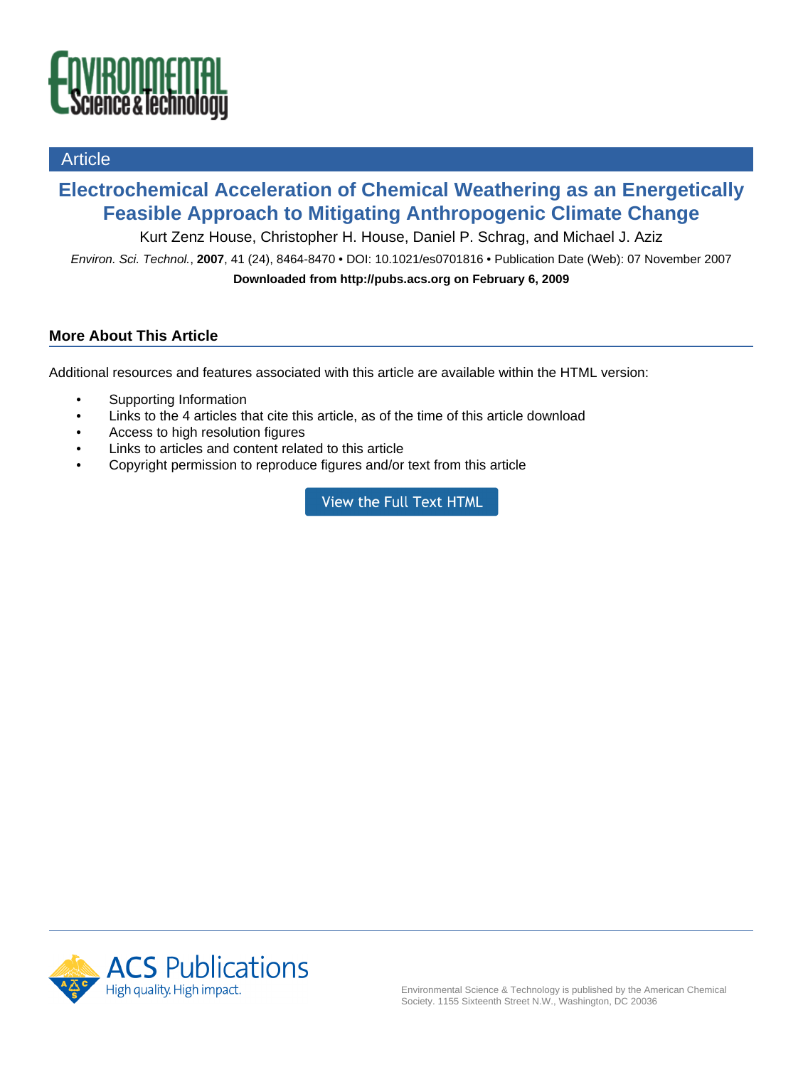Article

# Electrochemical Acceleration of Chemical Weathering as an Energetically Feasible Approach to Mitigating Anthropogenic Climate Change

Kurt Zenz House, Christopher H. House, Daniel P. Schrag, and Michael J. Aziz

*Environ. Sci. Technol.*, **2007**, 41 (24), 8464-8470 • DOI: 10.1021/es0701816 • Publication Date (Web): 07 November 2007

**Downloaded from http://pubs.acs.org on February 6, 2009**

## More About This Article

Additional resources and features associated with this article are available within the HTML version:

- Supporting Information
- Links to the 4 articles that cite this article, as of the time of this article download
- Access to high resolution figures
- Links to articles and content related to this article
- Copyright permission to reproduce figures and/or text from this article

View the Full Text HTML

Environmental Science & Technology is published by the American Chemical Society. 1155 Sixteenth Street N.W., Washington, DC 20036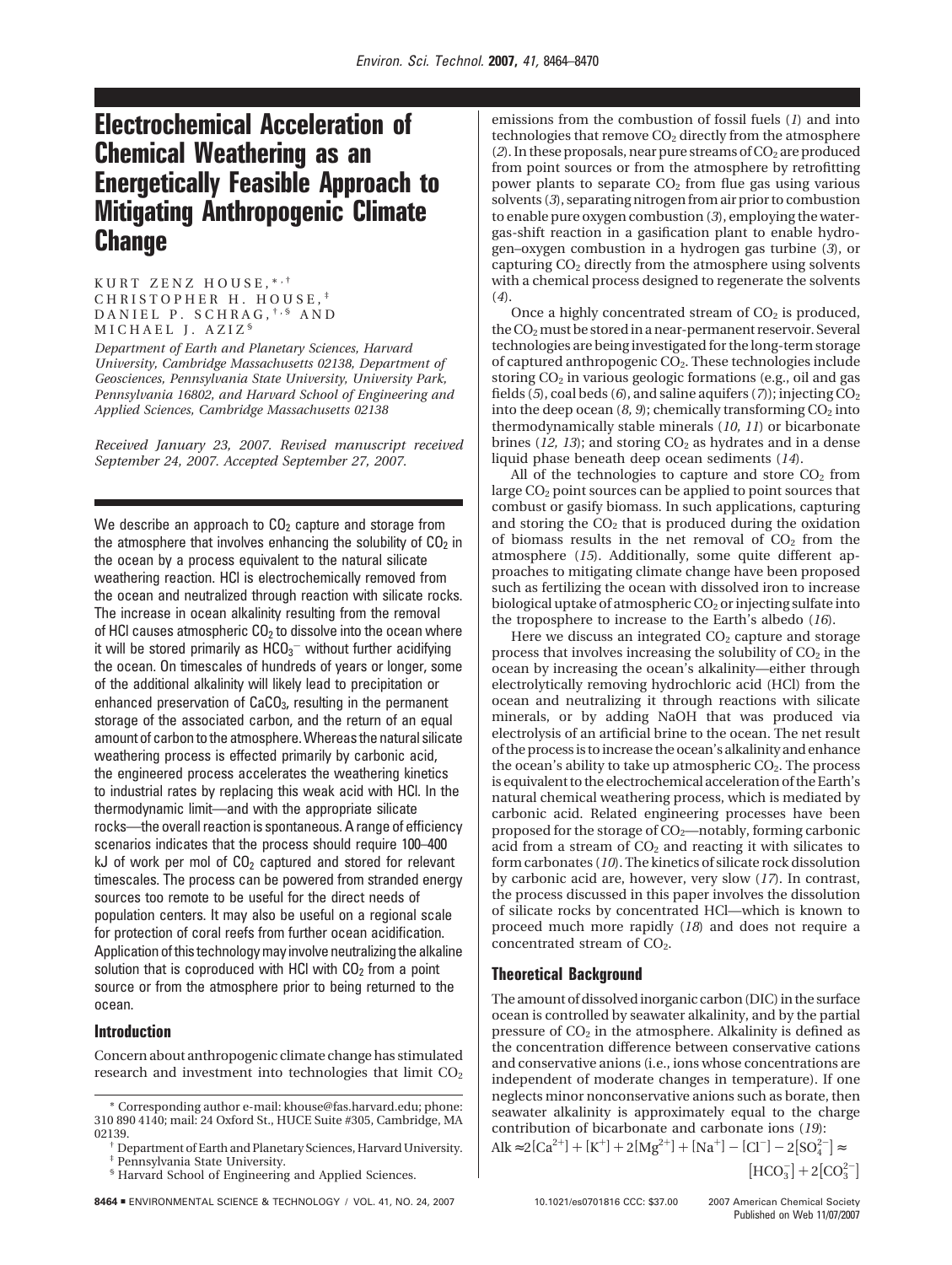# Electrochemical Acceleration of Chemical Weathering as an Energetically Feasible Approach to Mitigating Anthropogenic Climate Change

KURT ZENZ HOUSE,[*,†] CHRISTOPHER H. HOUSE,[‡] DANIEL P. SCHRAG,[†,§] AND MICHAEL J. AZIZ[§]

*Department of Earth and Planetary Sciences, Harvard University, Cambridge Massachusetts 02138, Department of Geosciences, Pennsylvania State University, University Park, Pennsylvania 16802, and Harvard School of Engineering and Applied Sciences, Cambridge Massachusetts 02138*

*Received January 23, 2007. Revised manuscript received September 24, 2007. Accepted September 27, 2007.*

We describe an approach to $CO_2$ capture and storage from the atmosphere that involves enhancing the solubility of $CO_2$ in the ocean by a process equivalent to the natural silicate weathering reaction. HCl is electrochemically removed from the ocean and neutralized through reaction with silicate rocks. The increase in ocean alkalinity resulting from the removal of HCl causes atmospheric $CO_2$ to dissolve into the ocean where it will be stored primarily as $HCO_3^-$ without further acidifying the ocean. On timescales of hundreds of years or longer, some of the additional alkalinity will likely lead to precipitation or enhanced preservation of $CaCO_3$, resulting in the permanent storage of the associated carbon, and the return of an equal amount of carbon to the atmosphere. Whereas the natural silicate weathering process is effected primarily by carbonic acid, the engineered process accelerates the weathering kinetics to industrial rates by replacing this weak acid with HCl. In the thermodynamic limit—and with the appropriate silicate rocks—the overall reaction is spontaneous. A range of efficiency scenarios indicates that the process should require 100–400 kJ of work per mol of $CO_2$ captured and stored for relevant timescales. The process can be powered from stranded energy sources too remote to be useful for the direct needs of population centers. It may also be useful on a regional scale for protection of coral reefs from further ocean acidification. Application of this technology may involve neutralizing the alkaline solution that is coproduced with HCl with $CO_2$ from a point source or from the atmosphere prior to being returned to the ocean.

## Introduction

Concern about anthropogenic climate change has stimulated research and investment into technologies that limit $CO_2$ emissions from the combustion of fossil fuels (*1*) and into technologies that remove $CO_2$ directly from the atmosphere (*2*). In these proposals, near pure streams of $CO_2$ are produced from point sources or from the atmosphere by retrofitting power plants to separate $CO_2$ from flue gas using various solvents (*3*), separating nitrogen from air prior to combustion to enable pure oxygen combustion (*3*), employing the water-gas-shift reaction in a gasification plant to enable hydrogen–oxygen combustion in a hydrogen gas turbine (*3*), or capturing $CO_2$ directly from the atmosphere using solvents with a chemical process designed to regenerate the solvents (*4*).

Once a highly concentrated stream of $CO_2$ is produced, the $CO_2$ must be stored in a near-permanent reservoir. Several technologies are being investigated for the long-term storage of captured anthropogenic $CO_2$. These technologies include storing $CO_2$ in various geologic formations (e.g., oil and gas fields (*5*), coal beds (*6*), and saline aquifers (*7*)); injecting $CO_2$ into the deep ocean (*8, 9*); chemically transforming $CO_2$ into thermodynamically stable minerals (*10, 11*) or bicarbonate brines (*12, 13*); and storing $CO_2$ as hydrates and in a dense liquid phase beneath deep ocean sediments (*14*).

All of the technologies to capture and store $CO_2$ from large $CO_2$ point sources can be applied to point sources that combust or gasify biomass. In such applications, capturing and storing the $CO_2$ that is produced during the oxidation of biomass results in the net removal of $CO_2$ from the atmosphere (*15*). Additionally, some quite different approaches to mitigating climate change have been proposed such as fertilizing the ocean with dissolved iron to increase biological uptake of atmospheric $CO_2$ or injecting sulfate into the troposphere to increase to the Earth's albedo (*16*).

Here we discuss an integrated $CO_2$ capture and storage process that involves increasing the solubility of $CO_2$ in the ocean by increasing the ocean's alkalinity—either through electrolytically removing hydrochloric acid (HCl) from the ocean and neutralizing it through reactions with silicate minerals, or by adding NaOH that was produced via electrolysis of an artificial brine to the ocean. The net result of the process is to increase the ocean's alkalinity and enhance the ocean's ability to take up atmospheric $CO_2$. The process is equivalent to the electrochemical acceleration of the Earth's natural chemical weathering process, which is mediated by carbonic acid. Related engineering processes have been proposed for the storage of $CO_2$—notably, forming carbonic acid from a stream of $CO_2$ and reacting it with silicates to form carbonates (*10*). The kinetics of silicate rock dissolution by carbonic acid are, however, very slow (*17*). In contrast, the process discussed in this paper involves the dissolution of silicate rocks by concentrated HCl—which is known to proceed much more rapidly (*18*) and does not require a concentrated stream of $CO_2$.

## Theoretical Background

The amount of dissolved inorganic carbon (DIC) in the surface ocean is controlled by seawater alkalinity, and by the partial pressure of $CO_2$ in the atmosphere. Alkalinity is defined as the concentration difference between conservative cations and conservative anions (i.e., ions whose concentrations are independent of moderate changes in temperature). If one neglects minor nonconservative anions such as borate, then seawater alkalinity is approximately equal to the charge contribution of bicarbonate and carbonate ions (*19*):

$$\mathrm{Alk} \approx 2[\mathrm{Ca}^{2+}] + [\mathrm{K}^+] + 2[\mathrm{Mg}^{2+}] + [\mathrm{Na}^+] - [\mathrm{Cl}^-] - 2[\mathrm{SO}_4^{2-}] \approx [\mathrm{HCO}_3^-] + 2[\mathrm{CO}_3^{2-}]$$

---

* Corresponding author e-mail: khouse@fas.harvard.edu; phone: 310 890 4140; mail: 24 Oxford St., HUCE Suite #305, Cambridge, MA 02139.

† Department of Earth and Planetary Sciences, Harvard University.

‡ Pennsylvania State University.

§ Harvard School of Engineering and Applied Sciences.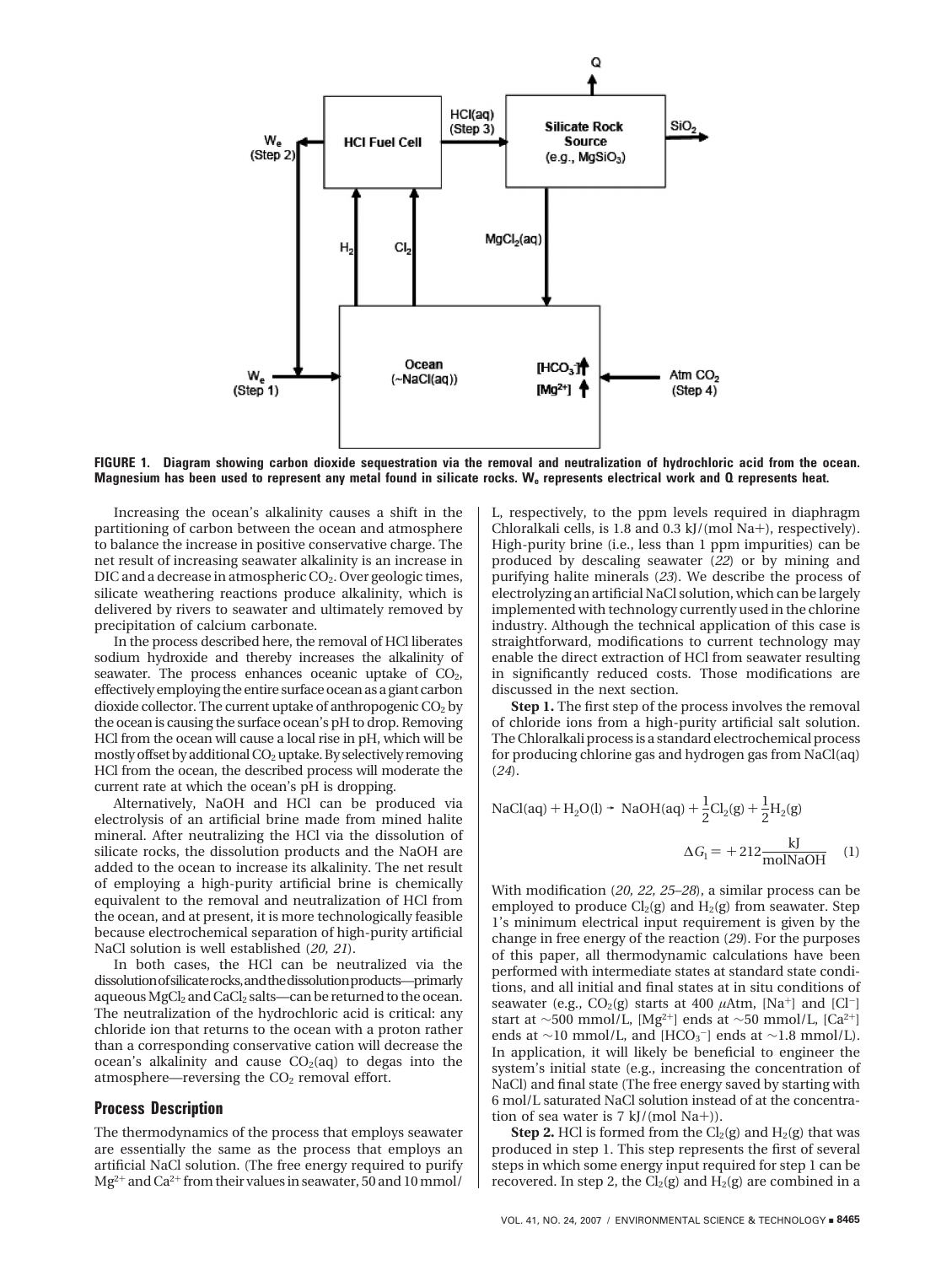**FIGURE 1. Diagram showing carbon dioxide sequestration via the removal and neutralization of hydrochloric acid from the ocean. Magnesium has been used to represent any metal found in silicate rocks. $W_e$ represents electrical work and Q represents heat.**

Increasing the ocean's alkalinity causes a shift in the partitioning of carbon between the ocean and atmosphere to balance the increase in positive conservative charge. The net result of increasing seawater alkalinity is an increase in DIC and a decrease in atmospheric $CO_2$. Over geologic times, silicate weathering reactions produce alkalinity, which is delivered by rivers to seawater and ultimately removed by precipitation of calcium carbonate.

In the process described here, the removal of HCl liberates sodium hydroxide and thereby increases the alkalinity of seawater. The process enhances oceanic uptake of $CO_2$, effectively employing the entire surface ocean as a giant carbon dioxide collector. The current uptake of anthropogenic $CO_2$ by the ocean is causing the surface ocean's pH to drop. Removing HCl from the ocean will cause a local rise in pH, which will be mostly offset by additional $CO_2$ uptake. By selectively removing HCl from the ocean, the described process will moderate the current rate at which the ocean's pH is dropping.

Alternatively, NaOH and HCl can be produced via electrolysis of an artificial brine made from mined halite mineral. After neutralizing the HCl via the dissolution of silicate rocks, the dissolution products and the NaOH are added to the ocean to increase its alkalinity. The net result of employing a high-purity artificial brine is chemically equivalent to the removal and neutralization of HCl from the ocean, and at present, it is more technologically feasible because electrochemical separation of high-purity artificial NaCl solution is well established (*20, 21*).

In both cases, the HCl can be neutralized via the dissolution of silicate rocks, and the dissolution products—primarily aqueous $MgCl_2$ and $CaCl_2$ salts—can be returned to the ocean. The neutralization of the hydrochloric acid is critical: any chloride ion that returns to the ocean with a proton rather than a corresponding conservative cation will decrease the ocean's alkalinity and cause $CO_2$(aq) to degas into the atmosphere—reversing the $CO_2$ removal effort.

## Process Description

The thermodynamics of the process that employs seawater are essentially the same as the process that employs an artificial NaCl solution. (The free energy required to purify $Mg^{2+}$ and $Ca^{2+}$ from their values in seawater, 50 and 10 mmol/L, respectively, to the ppm levels required in diaphragm Chloralkali cells, is 1.8 and 0.3 kJ/(mol Na+), respectively). High-purity brine (i.e., less than 1 ppm impurities) can be produced by descaling seawater (*22*) or by mining and purifying halite minerals (*23*). We describe the process of electrolyzing an artificial NaCl solution, which can be largely implemented with technology currently used in the chlorine industry. Although the technical application of this case is straightforward, modifications to current technology may enable the direct extraction of HCl from seawater resulting in significantly reduced costs. Those modifications are discussed in the next section.

**Step 1.** The first step of the process involves the removal of chloride ions from a high-purity artificial salt solution. The Chloralkali process is a standard electrochemical process for producing chlorine gas and hydrogen gas from NaCl(aq) (*24*).

$$\mathrm{NaCl(aq)} + \mathrm{H_2O(l)} \rightarrow \mathrm{NaOH(aq)} + \frac{1}{2}\mathrm{Cl_2(g)} + \frac{1}{2}\mathrm{H_2(g)}$$

$$\Delta G_1 = +212\,\frac{\mathrm{kJ}}{\mathrm{molNaOH}} \quad (1)$$

With modification (*20, 22, 25–28*), a similar process can be employed to produce $Cl_2$(g) and $H_2$(g) from seawater. Step 1's minimum electrical input requirement is given by the change in free energy of the reaction (*29*). For the purposes of this paper, all thermodynamic calculations have been performed with intermediate states at standard state conditions, and all initial and final states at in situ conditions of seawater (e.g., $CO_2$(g) starts at 400 $\mu$Atm, [$Na^+$] and [$Cl^-$] start at ~500 mmol/L, [$Mg^{2+}$] ends at ~50 mmol/L, [$Ca^{2+}$] ends at ~10 mmol/L, and [$HCO_3^-$] ends at ~1.8 mmol/L). In application, it will likely be beneficial to engineer the system's initial state (e.g., increasing the concentration of NaCl) and final state (The free energy saved by starting with 6 mol/L saturated NaCl solution instead of at the concentration of sea water is 7 kJ/(mol Na+)).

**Step 2.** HCl is formed from the $Cl_2$(g) and $H_2$(g) that was produced in step 1. This step represents the first of several steps in which some energy input required for step 1 can be recovered. In step 2, the $Cl_2$(g) and $H_2$(g) are combined in a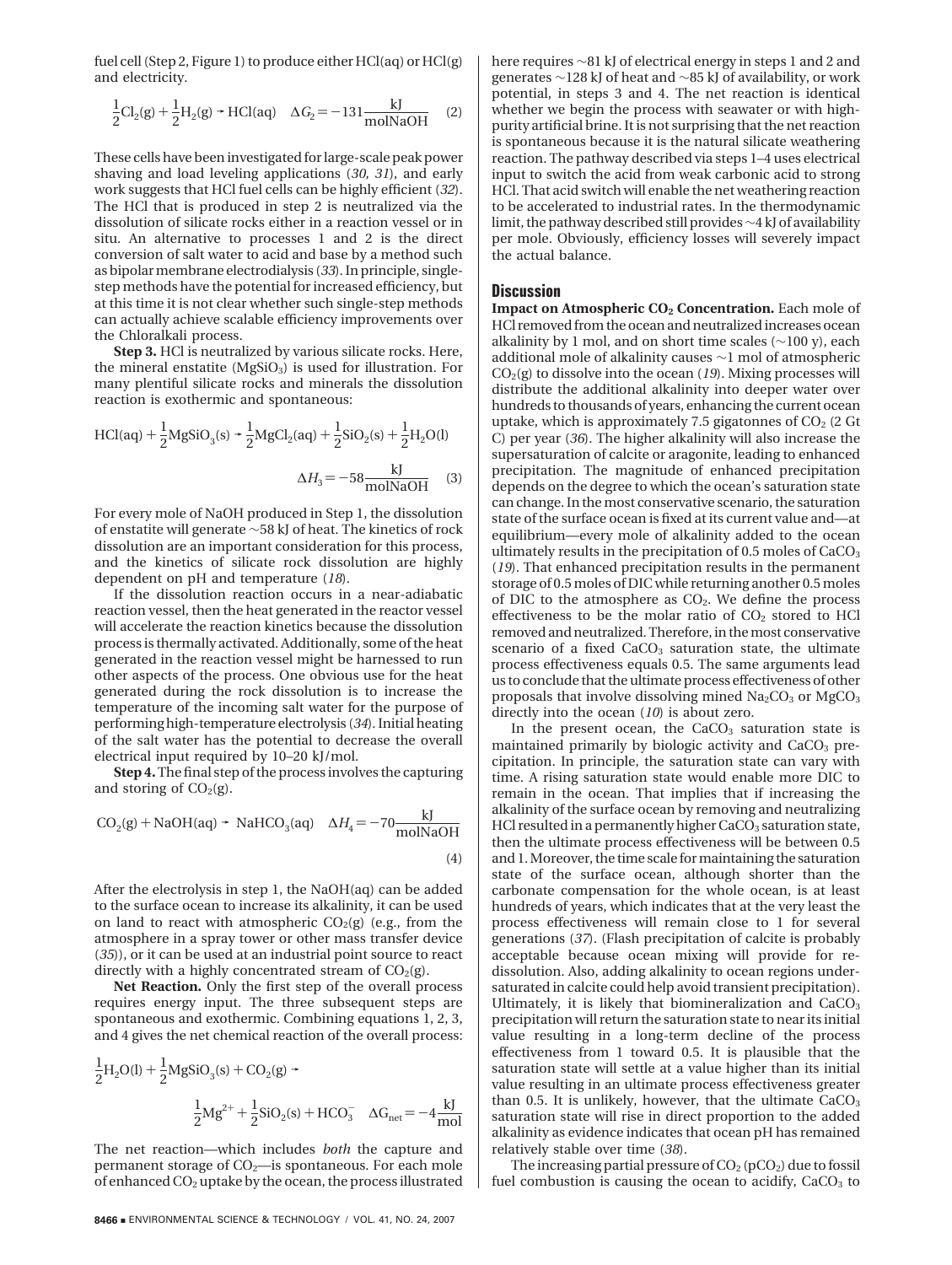fuel cell (Step 2, Figure 1) to produce either HCl(aq) or HCl(g) and electricity.

$$\frac{1}{2}Cl_2(g) + \frac{1}{2}H_2(g) \rightarrow HCl(aq) \quad \Delta G_2 = -131\frac{kJ}{molNaOH} \quad (2)$$

These cells have been investigated for large-scale peak power shaving and load leveling applications (30, 31), and early work suggests that HCl fuel cells can be highly efficient (32). The HCl that is produced in step 2 is neutralized via the dissolution of silicate rocks either in a reaction vessel or in situ. An alternative to processes 1 and 2 is the direct conversion of salt water to acid and base by a method such as bipolar membrane electrodialysis (33). In principle, single-step methods have the potential for increased efficiency, but at this time it is not clear whether such single-step methods can actually achieve scalable efficiency improvements over the Chloralkali process.

**Step 3.** HCl is neutralized by various silicate rocks. Here, the mineral enstatite ($MgSiO_3$) is used for illustration. For many plentiful silicate rocks and minerals the dissolution reaction is exothermic and spontaneous:

$$HCl(aq) + \frac{1}{2}MgSiO_3(s) \rightarrow \frac{1}{2}MgCl_2(aq) + \frac{1}{2}SiO_2(s) + \frac{1}{2}H_2O(l) \quad \Delta H_3 = -58\frac{kJ}{molNaOH} \quad (3)$$

For every mole of NaOH produced in Step 1, the dissolution of enstatite will generate ~58 kJ of heat. The kinetics of rock dissolution are an important consideration for this process, and the kinetics of silicate rock dissolution are highly dependent on pH and temperature (18).

If the dissolution reaction occurs in a near-adiabatic reaction vessel, then the heat generated in the reactor vessel will accelerate the reaction kinetics because the dissolution process is thermally activated. Additionally, some of the heat generated in the reaction vessel might be harnessed to run other aspects of the process. One obvious use for the heat generated during the rock dissolution is to increase the temperature of the incoming salt water for the purpose of performing high-temperature electrolysis (34). Initial heating of the salt water has the potential to decrease the overall electrical input required by 10–20 kJ/mol.

**Step 4.** The final step of the process involves the capturing and storing of $CO_2(g)$.

$$CO_2(g) + NaOH(aq) \rightarrow NaHCO_3(aq) \quad \Delta H_4 = -70\frac{kJ}{molNaOH} \quad (4)$$

After the electrolysis in step 1, the NaOH(aq) can be added to the surface ocean to increase its alkalinity, it can be used on land to react with atmospheric $CO_2(g)$ (e.g., from the atmosphere in a spray tower or other mass transfer device (35)), or it can be used at an industrial point source to react directly with a highly concentrated stream of $CO_2(g)$.

**Net Reaction.** Only the first step of the overall process requires energy input. The three subsequent steps are spontaneous and exothermic. Combining equations 1, 2, 3, and 4 gives the net chemical reaction of the overall process:

$$\frac{1}{2}H_2O(l) + \frac{1}{2}MgSiO_3(s) + CO_2(g) \rightarrow \frac{1}{2}Mg^{2+} + \frac{1}{2}SiO_2(s) + HCO_3^- \quad \Delta G_{net} = -4\frac{kJ}{mol}$$

The net reaction—which includes *both* the capture and permanent storage of $CO_2$—is spontaneous. For each mole of enhanced $CO_2$ uptake by the ocean, the process illustrated here requires ~81 kJ of electrical energy in steps 1 and 2 and generates ~128 kJ of heat and ~85 kJ of availability, or work potential, in steps 3 and 4. The net reaction is identical whether we begin the process with seawater or with high-purity artificial brine. It is not surprising that the net reaction is spontaneous because it is the natural silicate weathering reaction. The pathway described via steps 1–4 uses electrical input to switch the acid from weak carbonic acid to strong HCl. That acid switch will enable the net weathering reaction to be accelerated to industrial rates. In the thermodynamic limit, the pathway described still provides ~4 kJ of availability per mole. Obviously, efficiency losses will severely impact the actual balance.

## Discussion

**Impact on Atmospheric $CO_2$ Concentration.** Each mole of HCl removed from the ocean and neutralized increases ocean alkalinity by 1 mol, and on short time scales (~100 y), each additional mole of alkalinity causes ~1 mol of atmospheric $CO_2(g)$ to dissolve into the ocean (19). Mixing processes will distribute the additional alkalinity into deeper water over hundreds to thousands of years, enhancing the current ocean uptake, which is approximately 7.5 gigatonnes of $CO_2$ (2 Gt C) per year (36). The higher alkalinity will also increase the supersaturation of calcite or aragonite, leading to enhanced precipitation. The magnitude of enhanced precipitation depends on the degree to which the ocean's saturation state can change. In the most conservative scenario, the saturation state of the surface ocean is fixed at its current value and—at equilibrium—every mole of alkalinity added to the ocean ultimately results in the precipitation of 0.5 moles of $CaCO_3$ (19). That enhanced precipitation results in the permanent storage of 0.5 moles of DIC while returning another 0.5 moles of DIC to the atmosphere as $CO_2$. We define the process effectiveness to be the molar ratio of $CO_2$ stored to HCl removed and neutralized. Therefore, in the most conservative scenario of a fixed $CaCO_3$ saturation state, the ultimate process effectiveness equals 0.5. The same arguments lead us to conclude that the ultimate process effectiveness of other proposals that involve dissolving mined $Na_2CO_3$ or $MgCO_3$ directly into the ocean (10) is about zero.

In the present ocean, the $CaCO_3$ saturation state is maintained primarily by biologic activity and $CaCO_3$ precipitation. In principle, the saturation state can vary with time. A rising saturation state would enable more DIC to remain in the ocean. That implies that if increasing the alkalinity of the surface ocean by removing and neutralizing HCl resulted in a permanently higher $CaCO_3$ saturation state, then the ultimate process effectiveness will be between 0.5 and 1. Moreover, the time scale for maintaining the saturation state of the surface ocean, although shorter than the carbonate compensation for the whole ocean, is at least hundreds of years, which indicates that at the very least the process effectiveness will remain close to 1 for several generations (37). (Flash precipitation of calcite is probably acceptable because ocean mixing will provide for re-dissolution. Also, adding alkalinity to ocean regions undersaturated in calcite could help avoid transient precipitation). Ultimately, it is likely that biomineralization and $CaCO_3$ precipitation will return the saturation state to near its initial value resulting in a long-term decline of the process effectiveness from 1 toward 0.5. It is plausible that the saturation state will settle at a value higher than its initial value resulting in an ultimate process effectiveness greater than 0.5. It is unlikely, however, that the ultimate $CaCO_3$ saturation state will rise in direct proportion to the added alkalinity as evidence indicates that ocean pH has remained relatively stable over time (38).

The increasing partial pressure of $CO_2$ ($pCO_2$) due to fossil fuel combustion is causing the ocean to acidify, $CaCO_3$ to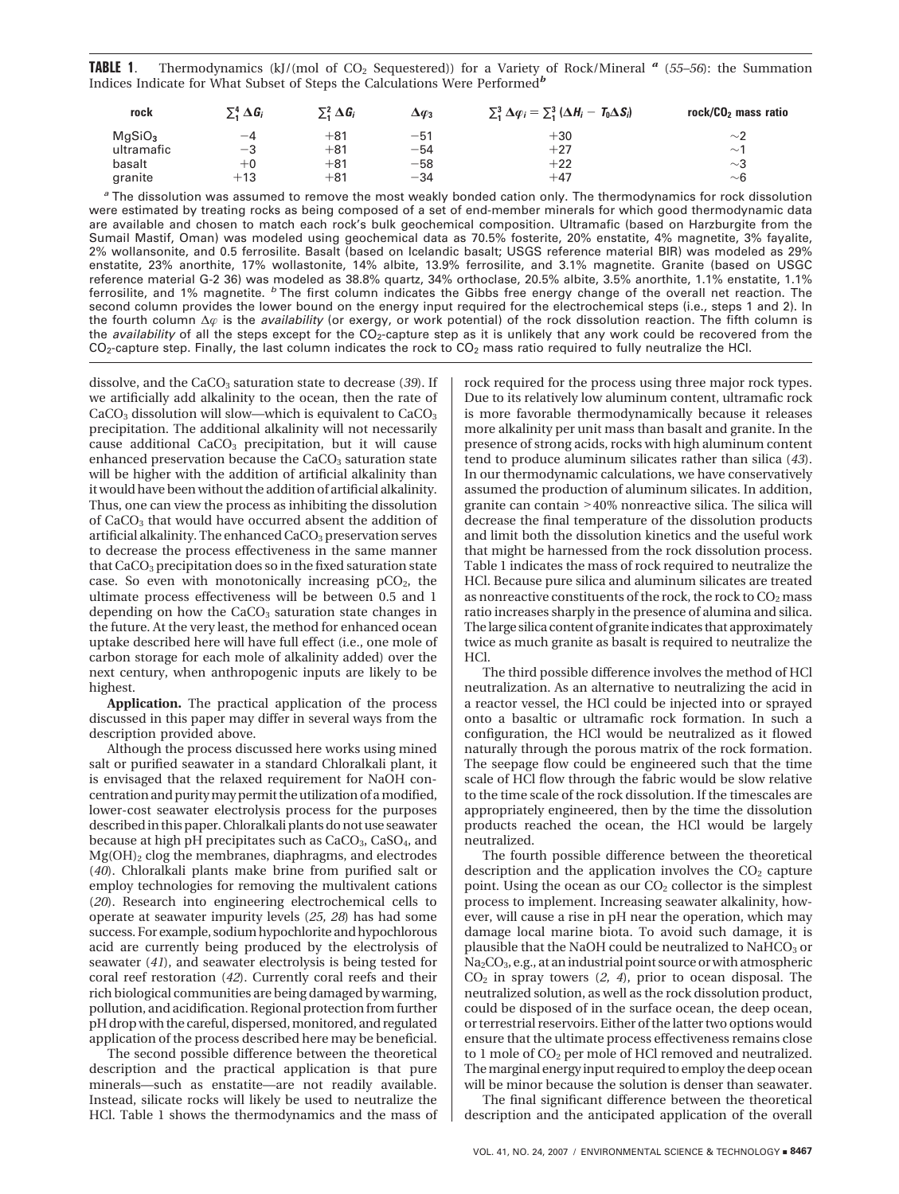**TABLE 1.** Thermodynamics (kJ/(mol of $CO_2$ Sequestered)) for a Variety of Rock/Mineral [a] (55–56): the Summation Indices Indicate for What Subset of Steps the Calculations Were Performed[b]

| rock | $\sum_1^4 \Delta G_i$ | $\sum_1^2 \Delta G_i$ | $\Delta\varphi_3$ | $\sum_1^3 \Delta\varphi_i = \sum_1^3 (\Delta H_i - T_0\Delta S_i)$ | rock/$CO_2$ mass ratio |
|---|---|---|---|---|---|
| $MgSiO_3$ | −4 | +81 | −51 | +30 | ~2 |
| ultramafic | −3 | +81 | −54 | +27 | ~1 |
| basalt | +0 | +81 | −58 | +22 | ~3 |
| granite | +13 | +81 | −34 | +47 | ~6 |

[a] The dissolution was assumed to remove the most weakly bonded cation only. The thermodynamics for rock dissolution were estimated by treating rocks as being composed of a set of end-member minerals for which good thermodynamic data are available and chosen to match each rock's bulk geochemical composition. Ultramafic (based on Harzburgite from the Sumail Mastif, Oman) was modeled using geochemical data as 70.5% fosterite, 20% enstatite, 4% magnetite, 3% fayalite, 2% wollansonite, and 0.5 ferrosilite. Basalt (based on Icelandic basalt; USGS reference material BIR) was modeled as 29% enstatite, 23% anorthite, 17% wollastonite, 14% albite, 13.9% ferrosilite, and 3.1% magnetite. Granite (based on USGC reference material G-2 36) was modeled as 38.8% quartz, 34% orthoclase, 20.5% albite, 3.5% anorthite, 1.1% enstatite, 1.1% ferrosilite, and 1% magnetite. [b] The first column indicates the Gibbs free energy change of the overall net reaction. The second column provides the lower bound on the energy input required for the electrochemical steps (i.e., steps 1 and 2). In the fourth column $\Delta\varphi$ is the *availability* (or exergy, or work potential) of the rock dissolution reaction. The fifth column is the *availability* of all the steps except for the $CO_2$-capture step as it is unlikely that any work could be recovered from the $CO_2$-capture step. Finally, the last column indicates the rock to $CO_2$ mass ratio required to fully neutralize the HCl.

dissolve, and the $CaCO_3$ saturation state to decrease (*39*). If we artificially add alkalinity to the ocean, then the rate of $CaCO_3$ dissolution will slow—which is equivalent to $CaCO_3$ precipitation. The additional alkalinity will not necessarily cause additional $CaCO_3$ precipitation, but it will cause enhanced preservation because the $CaCO_3$ saturation state will be higher with the addition of artificial alkalinity than it would have been without the addition of artificial alkalinity. Thus, one can view the process as inhibiting the dissolution of $CaCO_3$ that would have occurred absent the addition of artificial alkalinity. The enhanced $CaCO_3$ preservation serves to decrease the process effectiveness in the same manner that $CaCO_3$ precipitation does so in the fixed saturation state case. So even with monotonically increasing $pCO_2$, the ultimate process effectiveness will be between 0.5 and 1 depending on how the $CaCO_3$ saturation state changes in the future. At the very least, the method for enhanced ocean uptake described here will have full effect (i.e., one mole of carbon storage for each mole of alkalinity added) over the next century, when anthropogenic inputs are likely to be highest.

**Application.** The practical application of the process discussed in this paper may differ in several ways from the description provided above.

Although the process discussed here works using mined salt or purified seawater in a standard Chloralkali plant, it is envisaged that the relaxed requirement for NaOH concentration and purity may permit the utilization of a modified, lower-cost seawater electrolysis process for the purposes described in this paper. Chloralkali plants do not use seawater because at high pH precipitates such as $CaCO_3$, $CaSO_4$, and $Mg(OH)_2$ clog the membranes, diaphragms, and electrodes (*40*). Chloralkali plants make brine from purified salt or employ technologies for removing the multivalent cations (*20*). Research into engineering electrochemical cells to operate at seawater impurity levels (*25, 28*) has had some success. For example, sodium hypochlorite and hypochlorous acid are currently being produced by the electrolysis of seawater (*41*), and seawater electrolysis is being tested for coral reef restoration (*42*). Currently coral reefs and their rich biological communities are being damaged by warming, pollution, and acidification. Regional protection from further pH drop with the careful, dispersed, monitored, and regulated application of the process described here may be beneficial.

The second possible difference between the theoretical description and the practical application is that pure minerals—such as enstatite—are not readily available. Instead, silicate rocks will likely be used to neutralize the HCl. Table 1 shows the thermodynamics and the mass of rock required for the process using three major rock types. Due to its relatively low aluminum content, ultramafic rock is more favorable thermodynamically because it releases more alkalinity per unit mass than basalt and granite. In the presence of strong acids, rocks with high aluminum content tend to produce aluminum silicates rather than silica (*43*). In our thermodynamic calculations, we have conservatively assumed the production of aluminum silicates. In addition, granite can contain >40% nonreactive silica. The silica will decrease the final temperature of the dissolution products and limit both the dissolution kinetics and the useful work that might be harnessed from the rock dissolution process. Table 1 indicates the mass of rock required to neutralize the HCl. Because pure silica and aluminum silicates are treated as nonreactive constituents of the rock, the rock to $CO_2$ mass ratio increases sharply in the presence of alumina and silica. The large silica content of granite indicates that approximately twice as much granite as basalt is required to neutralize the HCl.

The third possible difference involves the method of HCl neutralization. As an alternative to neutralizing the acid in a reactor vessel, the HCl could be injected into or sprayed onto a basaltic or ultramafic rock formation. In such a configuration, the HCl would be neutralized as it flowed naturally through the porous matrix of the rock formation. The seepage flow could be engineered such that the time scale of HCl flow through the fabric would be slow relative to the time scale of the rock dissolution. If the timescales are appropriately engineered, then by the time the dissolution products reached the ocean, the HCl would be largely neutralized.

The fourth possible difference between the theoretical description and the application involves the $CO_2$ capture point. Using the ocean as our $CO_2$ collector is the simplest process to implement. Increasing seawater alkalinity, however, will cause a rise in pH near the operation, which may damage local marine biota. To avoid such damage, it is plausible that the NaOH could be neutralized to $NaHCO_3$ or $Na_2CO_3$, e.g., at an industrial point source or with atmospheric $CO_2$ in spray towers (*2, 4*), prior to ocean disposal. The neutralized solution, as well as the rock dissolution product, could be disposed of in the surface ocean, the deep ocean, or terrestrial reservoirs. Either of the latter two options would ensure that the ultimate process effectiveness remains close to 1 mole of $CO_2$ per mole of HCl removed and neutralized. The marginal energy input required to employ the deep ocean will be minor because the solution is denser than seawater.

The final significant difference between the theoretical description and the anticipated application of the overall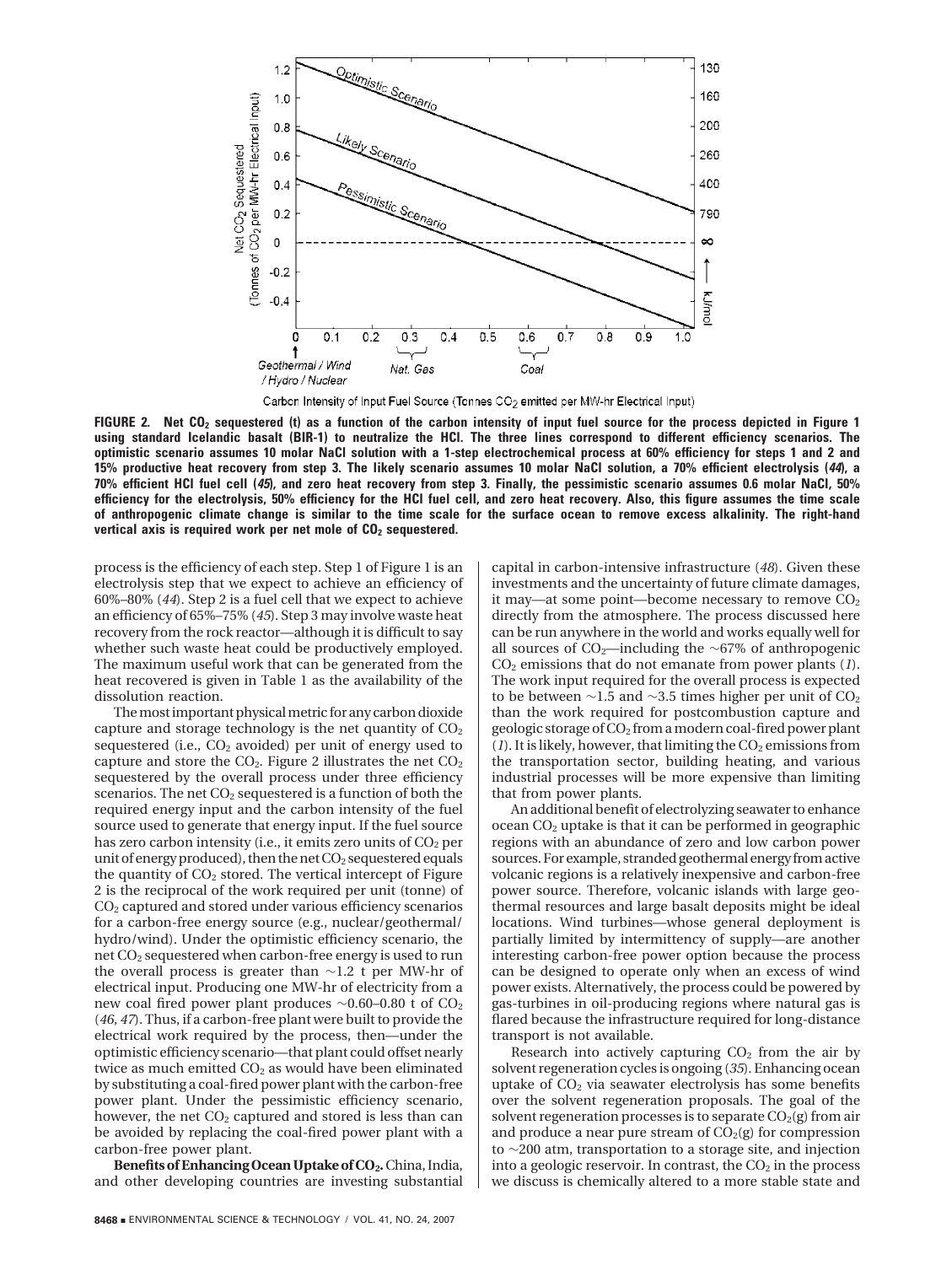FIGURE 2. Net $CO_2$ sequestered (t) as a function of the carbon intensity of input fuel source for the process depicted in Figure 1 using standard Icelandic basalt (BIR-1) to neutralize the HCl. The three lines correspond to different efficiency scenarios. The optimistic scenario assumes 10 molar NaCl solution with a 1-step electrochemical process at 60% efficiency for steps 1 and 2 and 15% productive heat recovery from step 3. The likely scenario assumes 10 molar NaCl solution, a 70% efficient electrolysis (*44*), a 70% efficient HCl fuel cell (*45*), and zero heat recovery from step 3. Finally, the pessimistic scenario assumes 0.6 molar NaCl, 50% efficiency for the electrolysis, 50% efficiency for the HCl fuel cell, and zero heat recovery. Also, this figure assumes the time scale of anthropogenic climate change is similar to the time scale for the surface ocean to remove excess alkalinity. The right-hand vertical axis is required work per net mole of $CO_2$ sequestered.

process is the efficiency of each step. Step 1 of Figure 1 is an electrolysis step that we expect to achieve an efficiency of 60%–80% (*44*). Step 2 is a fuel cell that we expect to achieve an efficiency of 65%–75% (*45*). Step 3 may involve waste heat recovery from the rock reactor—although it is difficult to say whether such waste heat could be productively employed. The maximum useful work that can be generated from the heat recovered is given in Table 1 as the availability of the dissolution reaction.

The most important physical metric for any carbon dioxide capture and storage technology is the net quantity of $CO_2$ sequestered (i.e., $CO_2$ avoided) per unit of energy used to capture and store the $CO_2$. Figure 2 illustrates the net $CO_2$ sequestered by the overall process under three efficiency scenarios. The net $CO_2$ sequestered is a function of both the required energy input and the carbon intensity of the fuel source used to generate that energy input. If the fuel source has zero carbon intensity (i.e., it emits zero units of $CO_2$ per unit of energy produced), then the net $CO_2$ sequestered equals the quantity of $CO_2$ stored. The vertical intercept of Figure 2 is the reciprocal of the work required per unit (tonne) of $CO_2$ captured and stored under various efficiency scenarios for a carbon-free energy source (e.g., nuclear/geothermal/hydro/wind). Under the optimistic efficiency scenario, the net $CO_2$ sequestered when carbon-free energy is used to run the overall process is greater than ~1.2 t per MW-hr of electrical input. Producing one MW-hr of electricity from a new coal fired power plant produces ~0.60–0.80 t of $CO_2$ (*46, 47*). Thus, if a carbon-free plant were built to provide the electrical work required by the process, then—under the optimistic efficiency scenario—that plant could offset nearly twice as much emitted $CO_2$ as would have been eliminated by substituting a coal-fired power plant with the carbon-free power plant. Under the pessimistic efficiency scenario, however, the net $CO_2$ captured and stored is less than can be avoided by replacing the coal-fired power plant with a carbon-free power plant.

**Benefits of Enhancing Ocean Uptake of $CO_2$.** China, India, and other developing countries are investing substantial capital in carbon-intensive infrastructure (*48*). Given these investments and the uncertainty of future climate damages, it may—at some point—become necessary to remove $CO_2$ directly from the atmosphere. The process discussed here can be run anywhere in the world and works equally well for all sources of $CO_2$—including the ~67% of anthropogenic $CO_2$ emissions that do not emanate from power plants (*1*). The work input required for the overall process is expected to be between ~1.5 and ~3.5 times higher per unit of $CO_2$ than the work required for postcombustion capture and geologic storage of $CO_2$ from a modern coal-fired power plant (*1*). It is likely, however, that limiting the $CO_2$ emissions from the transportation sector, building heating, and various industrial processes will be more expensive than limiting that from power plants.

An additional benefit of electrolyzing seawater to enhance ocean $CO_2$ uptake is that it can be performed in geographic regions with an abundance of zero and low carbon power sources. For example, stranded geothermal energy from active volcanic regions is a relatively inexpensive and carbon-free power source. Therefore, volcanic islands with large geothermal resources and large basalt deposits might be ideal locations. Wind turbines—whose general deployment is partially limited by intermittency of supply—are another interesting carbon-free power option because the process can be designed to operate only when an excess of wind power exists. Alternatively, the process could be powered by gas-turbines in oil-producing regions where natural gas is flared because the infrastructure required for long-distance transport is not available.

Research into actively capturing $CO_2$ from the air by solvent regeneration cycles is ongoing (*35*). Enhancing ocean uptake of $CO_2$ via seawater electrolysis has some benefits over the solvent regeneration proposals. The goal of the solvent regeneration processes is to separate $CO_2(g)$ from air and produce a near pure stream of $CO_2(g)$ for compression to ~200 atm, transportation to a storage site, and injection into a geologic reservoir. In contrast, the $CO_2$ in the process we discuss is chemically altered to a more stable state and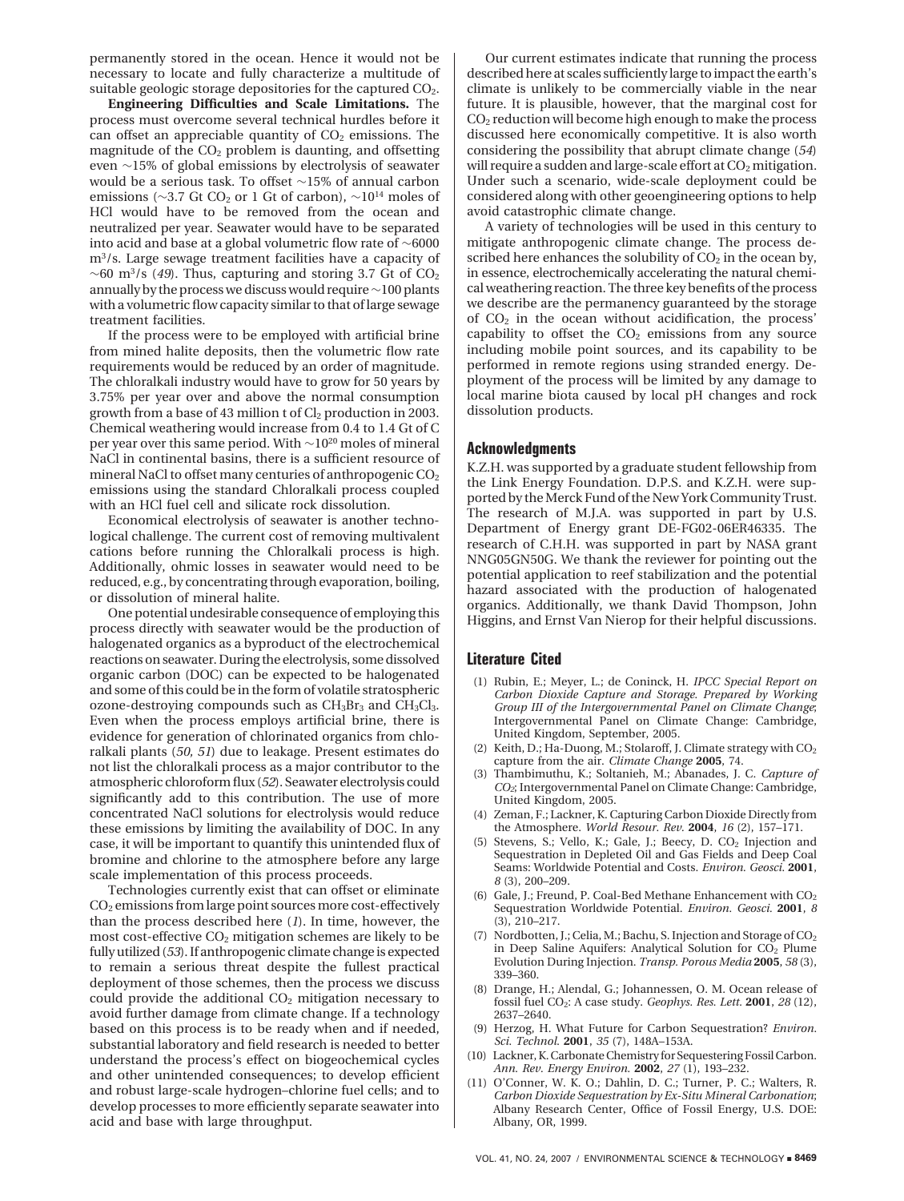permanently stored in the ocean. Hence it would not be necessary to locate and fully characterize a multitude of suitable geologic storage depositories for the captured $CO_2$.

**Engineering Difficulties and Scale Limitations.** The process must overcome several technical hurdles before it can offset an appreciable quantity of $CO_2$ emissions. The magnitude of the $CO_2$ problem is daunting, and offsetting even ~15% of global emissions by electrolysis of seawater would be a serious task. To offset ~15% of annual carbon emissions (~3.7 Gt $CO_2$ or 1 Gt of carbon), ~$10^{14}$ moles of HCl would have to be removed from the ocean and neutralized per year. Seawater would have to be separated into acid and base at a global volumetric flow rate of ~6000 $m^3$/s. Large sewage treatment facilities have a capacity of ~60 $m^3$/s (*49*). Thus, capturing and storing 3.7 Gt of $CO_2$ annually by the process we discuss would require ~100 plants with a volumetric flow capacity similar to that of large sewage treatment facilities.

If the process were to be employed with artificial brine from mined halite deposits, then the volumetric flow rate requirements would be reduced by an order of magnitude. The chloralkali industry would have to grow for 50 years by 3.75% per year over and above the normal consumption growth from a base of 43 million t of $Cl_2$ production in 2003. Chemical weathering would increase from 0.4 to 1.4 Gt of C per year over this same period. With ~$10^{20}$ moles of mineral NaCl in continental basins, there is a sufficient resource of mineral NaCl to offset many centuries of anthropogenic $CO_2$ emissions using the standard Chloralkali process coupled with an HCl fuel cell and silicate rock dissolution.

Economical electrolysis of seawater is another technological challenge. The current cost of removing multivalent cations before running the Chloralkali process is high. Additionally, ohmic losses in seawater would need to be reduced, e.g., by concentrating through evaporation, boiling, or dissolution of mineral halite.

One potential undesirable consequence of employing this process directly with seawater would be the production of halogenated organics as a byproduct of the electrochemical reactions on seawater. During the electrolysis, some dissolved organic carbon (DOC) can be expected to be halogenated and some of this could be in the form of volatile stratospheric ozone-destroying compounds such as $CH_3Br_3$ and $CH_3Cl_3$. Even when the process employs artificial brine, there is evidence for generation of chlorinated organics from chloralkali plants (*50, 51*) due to leakage. Present estimates do not list the chloralkali process as a major contributor to the atmospheric chloroform flux (*52*). Seawater electrolysis could significantly add to this contribution. The use of more concentrated NaCl solutions for electrolysis would reduce these emissions by limiting the availability of DOC. In any case, it will be important to quantify this unintended flux of bromine and chlorine to the atmosphere before any large scale implementation of this process proceeds.

Technologies currently exist that can offset or eliminate $CO_2$ emissions from large point sources more cost-effectively than the process described here (*1*). In time, however, the most cost-effective $CO_2$ mitigation schemes are likely to be fully utilized (*53*). If anthropogenic climate change is expected to remain a serious threat despite the fullest practical deployment of those schemes, then the process we discuss could provide the additional $CO_2$ mitigation necessary to avoid further damage from climate change. If a technology based on this process is to be ready when and if needed, substantial laboratory and field research is needed to better understand the process's effect on biogeochemical cycles and other unintended consequences; to develop efficient and robust large-scale hydrogen–chlorine fuel cells; and to develop processes to more efficiently separate seawater into acid and base with large throughput.

Our current estimates indicate that running the process described here at scales sufficiently large to impact the earth's climate is unlikely to be commercially viable in the near future. It is plausible, however, that the marginal cost for $CO_2$ reduction will become high enough to make the process discussed here economically competitive. It is also worth considering the possibility that abrupt climate change (*54*) will require a sudden and large-scale effort at $CO_2$ mitigation. Under such a scenario, wide-scale deployment could be considered along with other geoengineering options to help avoid catastrophic climate change.

A variety of technologies will be used in this century to mitigate anthropogenic climate change. The process described here enhances the solubility of $CO_2$ in the ocean by, in essence, electrochemically accelerating the natural chemical weathering reaction. The three key benefits of the process we describe are the permanency guaranteed by the storage of $CO_2$ in the ocean without acidification, the process' capability to offset the $CO_2$ emissions from any source including mobile point sources, and its capability to be performed in remote regions using stranded energy. Deployment of the process will be limited by any damage to local marine biota caused by local pH changes and rock dissolution products.

## Acknowledgments

K.Z.H. was supported by a graduate student fellowship from the Link Energy Foundation. D.P.S. and K.Z.H. were supported by the Merck Fund of the New York Community Trust. The research of M.J.A. was supported in part by U.S. Department of Energy grant DE-FG02-06ER46335. The research of C.H.H. was supported in part by NASA grant NNG05GN50G. We thank the reviewer for pointing out the potential application to reef stabilization and the potential hazard associated with the production of halogenated organics. Additionally, we thank David Thompson, John Higgins, and Ernst Van Nierop for their helpful discussions.

## Literature Cited

(1) Rubin, E.; Meyer, L.; de Coninck, H. *IPCC Special Report on Carbon Dioxide Capture and Storage. Prepared by Working Group III of the Intergovernmental Panel on Climate Change*; Intergovernmental Panel on Climate Change: Cambridge, United Kingdom, September, 2005.

(2) Keith, D.; Ha-Duong, M.; Stolaroff, J. Climate strategy with $CO_2$ capture from the air. *Climate Change* **2005**, 74.

(3) Thambimuthu, K.; Soltanieh, M.; Abanades, J. C. *Capture of $CO_2$*; Intergovernmental Panel on Climate Change: Cambridge, United Kingdom, 2005.

(4) Zeman, F.; Lackner, K. Capturing Carbon Dioxide Directly from the Atmosphere. *World Resour. Rev.* **2004**, *16* (2), 157–171.

(5) Stevens, S.; Vello, K.; Gale, J.; Beecy, D. $CO_2$ Injection and Sequestration in Depleted Oil and Gas Fields and Deep Coal Seams: Worldwide Potential and Costs. *Environ. Geosci.* **2001**, *8* (3), 200–209.

(6) Gale, J.; Freund, P. Coal-Bed Methane Enhancement with $CO_2$ Sequestration Worldwide Potential. *Environ. Geosci.* **2001**, *8* (3), 210–217.

(7) Nordbotten, J.; Celia, M.; Bachu, S. Injection and Storage of $CO_2$ in Deep Saline Aquifers: Analytical Solution for $CO_2$ Plume Evolution During Injection. *Transp. Porous Media* **2005**, *58* (3), 339–360.

(8) Drange, H.; Alendal, G.; Johannessen, O. M. Ocean release of fossil fuel $CO_2$: A case study. *Geophys. Res. Lett.* **2001**, *28* (12), 2637–2640.

(9) Herzog, H. What Future for Carbon Sequestration? *Environ. Sci. Technol.* **2001**, *35* (7), 148A–153A.

(10) Lackner, K. Carbonate Chemistry for Sequestering Fossil Carbon. *Ann. Rev. Energy Environ.* **2002**, *27* (1), 193–232.

(11) O'Conner, W. K. O.; Dahlin, D. C.; Turner, P. C.; Walters, R. *Carbon Dioxide Sequestration by Ex-Situ Mineral Carbonation*; Albany Research Center, Office of Fossil Energy, U.S. DOE: Albany, OR, 1999.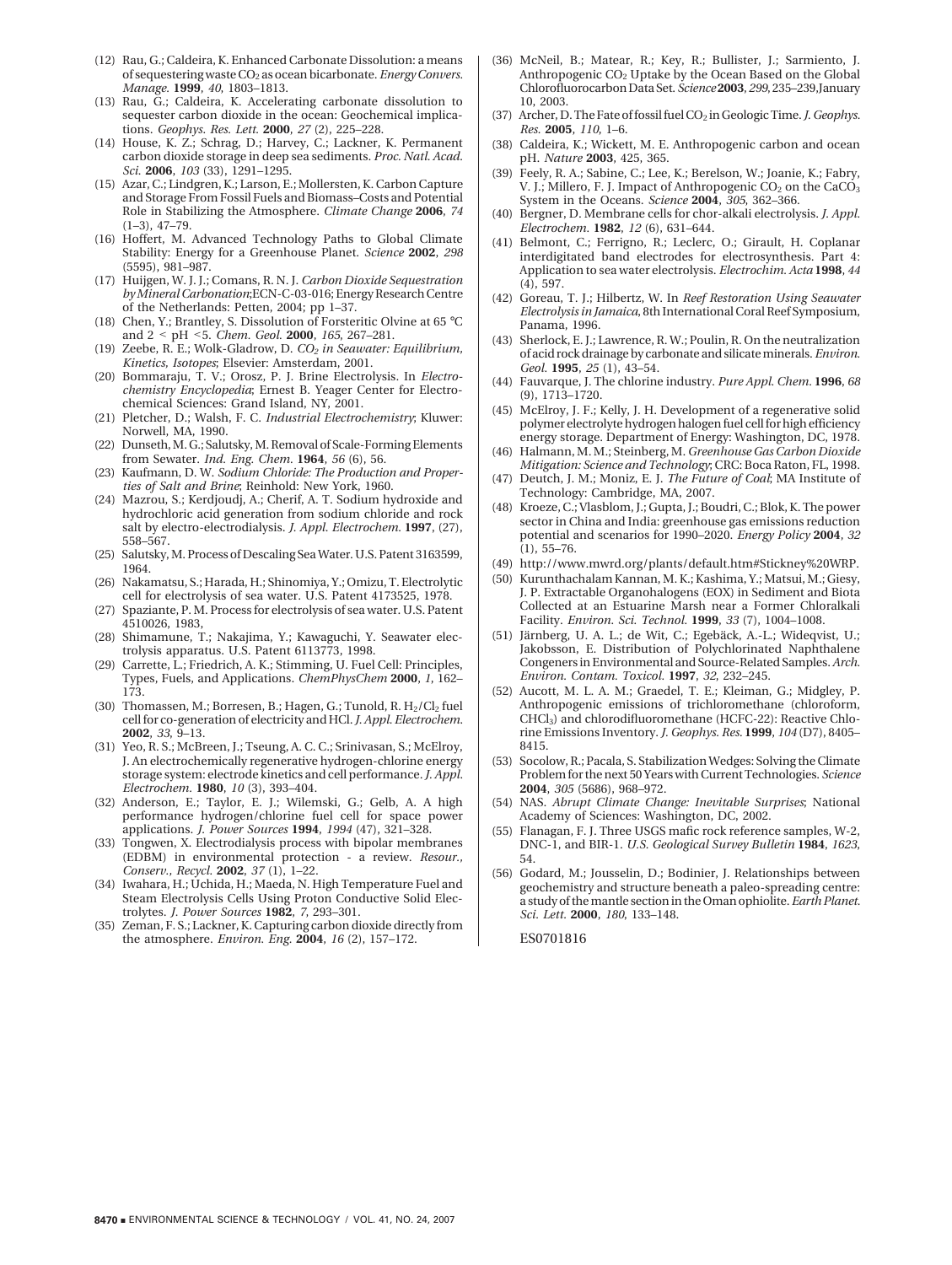(12) Rau, G.; Caldeira, K. Enhanced Carbonate Dissolution: a means of sequestering waste $CO_2$ as ocean bicarbonate. *Energy Convers. Manage.* **1999**, *40*, 1803–1813.

(13) Rau, G.; Caldeira, K. Accelerating carbonate dissolution to sequester carbon dioxide in the ocean: Geochemical implications. *Geophys. Res. Lett.* **2000**, *27* (2), 225–228.

(14) House, K. Z.; Schrag, D.; Harvey, C.; Lackner, K. Permanent carbon dioxide storage in deep sea sediments. *Proc. Natl. Acad. Sci.* **2006**, *103* (33), 1291–1295.

(15) Azar, C.; Lindgren, K.; Larson, E.; Mollersten, K. Carbon Capture and Storage From Fossil Fuels and Biomass–Costs and Potential Role in Stabilizing the Atmosphere. *Climate Change* **2006**, *74* (1–3), 47–79.

(16) Hoffert, M. Advanced Technology Paths to Global Climate Stability: Energy for a Greenhouse Planet. *Science* **2002**, *298* (5595), 981–987.

(17) Huijgen, W. J. J.; Comans, R. N. J. *Carbon Dioxide Sequestration by Mineral Carbonation*;ECN-C-03-016; Energy Research Centre of the Netherlands: Petten, 2004; pp 1–37.

(18) Chen, Y.; Brantley, S. Dissolution of Forsteritic Olvine at 65 °C and 2 < pH <5. *Chem. Geol.* **2000**, *165*, 267–281.

(19) Zeebe, R. E.; Wolk-Gladrow, D. *$CO_2$ in Seawater: Equilibrium, Kinetics, Isotopes*; Elsevier: Amsterdam, 2001.

(20) Bommaraju, T. V.; Orosz, P. J. Brine Electrolysis. In *Electrochemistry Encyclopedia*; Ernest B. Yeager Center for Electrochemical Sciences: Grand Island, NY, 2001.

(21) Pletcher, D.; Walsh, F. C. *Industrial Electrochemistry*; Kluwer: Norwell, MA, 1990.

(22) Dunseth, M. G.; Salutsky, M. Removal of Scale-Forming Elements from Sewater. *Ind. Eng. Chem.* **1964**, *56* (6), 56.

(23) Kaufmann, D. W. *Sodium Chloride: The Production and Properties of Salt and Brine*; Reinhold: New York, 1960.

(24) Mazrou, S.; Kerdjoudj, A.; Cherif, A. T. Sodium hydroxide and hydrochloric acid generation from sodium chloride and rock salt by electro-electrodialysis. *J. Appl. Electrochem.* **1997**, (27), 558–567.

(25) Salutsky, M. Process of Descaling Sea Water. U.S. Patent 3163599, 1964.

(26) Nakamatsu, S.; Harada, H.; Shinomiya, Y.; Omizu, T. Electrolytic cell for electrolysis of sea water. U.S. Patent 4173525, 1978.

(27) Spaziante, P. M. Process for electrolysis of sea water. U.S. Patent 4510026, 1983,

(28) Shimamune, T.; Nakajima, Y.; Kawaguchi, Y. Seawater electrolysis apparatus. U.S. Patent 6113773, 1998.

(29) Carrette, L.; Friedrich, A. K.; Stimming, U. Fuel Cell: Principles, Types, Fuels, and Applications. *ChemPhysChem* **2000**, *1*, 162–173.

(30) Thomassen, M.; Borresen, B.; Hagen, G.; Tunold, R. $H_2/Cl_2$ fuel cell for co-generation of electricity and HCl. *J. Appl. Electrochem.* **2002**, *33*, 9–13.

(31) Yeo, R. S.; McBreen, J.; Tseung, A. C. C.; Srinivasan, S.; McElroy, J. An electrochemically regenerative hydrogen-chlorine energy storage system: electrode kinetics and cell performance. *J. Appl. Electrochem.* **1980**, *10* (3), 393–404.

(32) Anderson, E.; Taylor, E. J.; Wilemski, G.; Gelb, A. A high performance hydrogen/chlorine fuel cell for space power applications. *J. Power Sources* **1994**, *1994* (47), 321–328.

(33) Tongwen, X. Electrodialysis process with bipolar membranes (EDBM) in environmental protection - a review. *Resour., Conserv., Recycl.* **2002**, *37* (1), 1–22.

(34) Iwahara, H.; Uchida, H.; Maeda, N. High Temperature Fuel and Steam Electrolysis Cells Using Proton Conductive Solid Electrolytes. *J. Power Sources* **1982**, *7*, 293–301.

(35) Zeman, F. S.; Lackner, K. Capturing carbon dioxide directly from the atmosphere. *Environ. Eng.* **2004**, *16* (2), 157–172.

(36) McNeil, B.; Matear, R.; Key, R.; Bullister, J.; Sarmiento, J. Anthropogenic $CO_2$ Uptake by the Ocean Based on the Global Chlorofluorocarbon Data Set. *Science* **2003**, *299*, 235–239, January 10, 2003.

(37) Archer, D. The Fate of fossil fuel $CO_2$ in Geologic Time. *J. Geophys. Res.* **2005**, *110*, 1–6.

(38) Caldeira, K.; Wickett, M. E. Anthropogenic carbon and ocean pH. *Nature* **2003**, 425, 365.

(39) Feely, R. A.; Sabine, C.; Lee, K.; Berelson, W.; Joanie, K.; Fabry, V. J.; Millero, F. J. Impact of Anthropogenic $CO_2$ on the $CaCO_3$ System in the Oceans. *Science* **2004**, *305*, 362–366.

(40) Bergner, D. Membrane cells for chor-alkali electrolysis. *J. Appl. Electrochem.* **1982**, *12* (6), 631–644.

(41) Belmont, C.; Ferrigno, R.; Leclerc, O.; Girault, H. Coplanar interdigitated band electrodes for electrosynthesis. Part 4: Application to sea water electrolysis. *Electrochim. Acta* **1998**, *44* (4), 597.

(42) Goreau, T. J.; Hilbertz, W. In *Reef Restoration Using Seawater Electrolysis in Jamaica*, 8th International Coral Reef Symposium, Panama, 1996.

(43) Sherlock, E. J.; Lawrence, R. W.; Poulin, R. On the neutralization of acid rock drainage by carbonate and silicate minerals. *Environ. Geol.* **1995**, *25* (1), 43–54.

(44) Fauvarque, J. The chlorine industry. *Pure Appl. Chem.* **1996**, *68* (9), 1713–1720.

(45) McElroy, J. F.; Kelly, J. H. Development of a regenerative solid polymer electrolyte hydrogen halogen fuel cell for high efficiency energy storage. Department of Energy: Washington, DC, 1978.

(46) Halmann, M. M.; Steinberg, M. *Greenhouse Gas Carbon Dioxide Mitigation: Science and Technology*; CRC: Boca Raton, FL, 1998.

(47) Deutch, J. M.; Moniz, E. J. *The Future of Coal*; MA Institute of Technology: Cambridge, MA, 2007.

(48) Kroeze, C.; Vlasblom, J.; Gupta, J.; Boudri, C.; Blok, K. The power sector in China and India: greenhouse gas emissions reduction potential and scenarios for 1990–2020. *Energy Policy* **2004**, *32* (1), 55–76.

(49) http://www.mwrd.org/plants/default.htm#Stickney%20WRP.

(50) Kurunthachalam Kannan, M. K.; Kashima, Y.; Matsui, M.; Giesy, J. P. Extractable Organohalogens (EOX) in Sediment and Biota Collected at an Estuarine Marsh near a Former Chloralkali Facility. *Environ. Sci. Technol.* **1999**, *33* (7), 1004–1008.

(51) Järnberg, U. A. L.; de Wit, C.; Egebäck, A.-L.; Wideqvist, U.; Jakobsson, E. Distribution of Polychlorinated Naphthalene Congeners in Environmental and Source-Related Samples. *Arch. Environ. Contam. Toxicol.* **1997**, *32*, 232–245.

(52) Aucott, M. L. A. M.; Graedel, T. E.; Kleiman, G.; Midgley, P. Anthropogenic emissions of trichloromethane (chloroform, $CHCl_3$) and chlorodifluoromethane (HCFC-22): Reactive Chlorine Emissions Inventory. *J. Geophys. Res.* **1999**, *104* (D7), 8405–8415.

(53) Socolow, R.; Pacala, S. Stabilization Wedges: Solving the Climate Problem for the next 50 Years with Current Technologies. *Science* **2004**, *305* (5686), 968–972.

(54) NAS. *Abrupt Climate Change: Inevitable Surprises*; National Academy of Sciences: Washington, DC, 2002.

(55) Flanagan, F. J. Three USGS mafic rock reference samples, W-2, DNC-1, and BIR-1. *U.S. Geological Survey Bulletin* **1984**, *1623*, 54.

(56) Godard, M.; Jousselin, D.; Bodinier, J. Relationships between geochemistry and structure beneath a paleo-spreading centre: a study of the mantle section in the Oman ophiolite. *Earth Planet. Sci. Lett.* **2000**, *180*, 133–148.

ES0701816